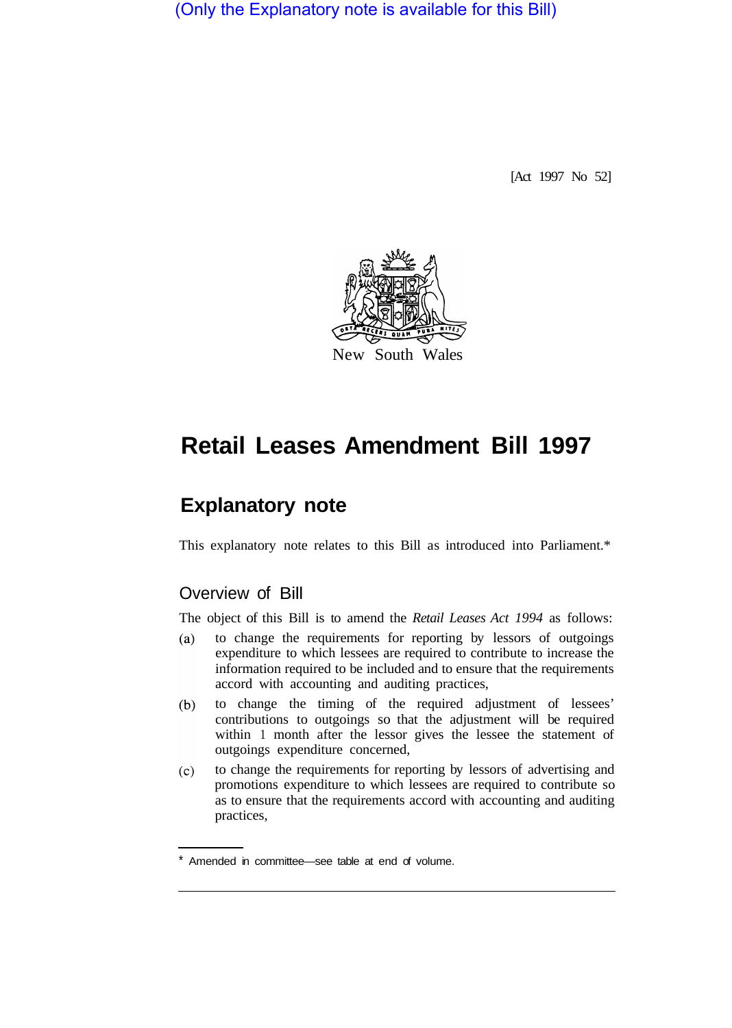(Only the Explanatory note is available for this Bill)

[Act 1997 No 52]

New South Wales

# Retail Leases Amendment Bill 1997

## Explanatory note

This explanatory note relates to this Bill as introduced into Parliament.*

### Overview of Bill

The object of this Bill is to amend the *Retail Leases Act 1994* as follows:

(a) to change the requirements for reporting by lessors of outgoings expenditure to which lessees are required to contribute to increase the information required to be included and to ensure that the requirements accord with accounting and auditing practices,

(b) to change the timing of the required adjustment of lessees' contributions to outgoings so that the adjustment will be required within 1 month after the lessor gives the lessee the statement of outgoings expenditure concerned,

(c) to change the requirements for reporting by lessors of advertising and promotions expenditure to which lessees are required to contribute so as to ensure that the requirements accord with accounting and auditing practices,

* Amended in committee—see table at end of volume.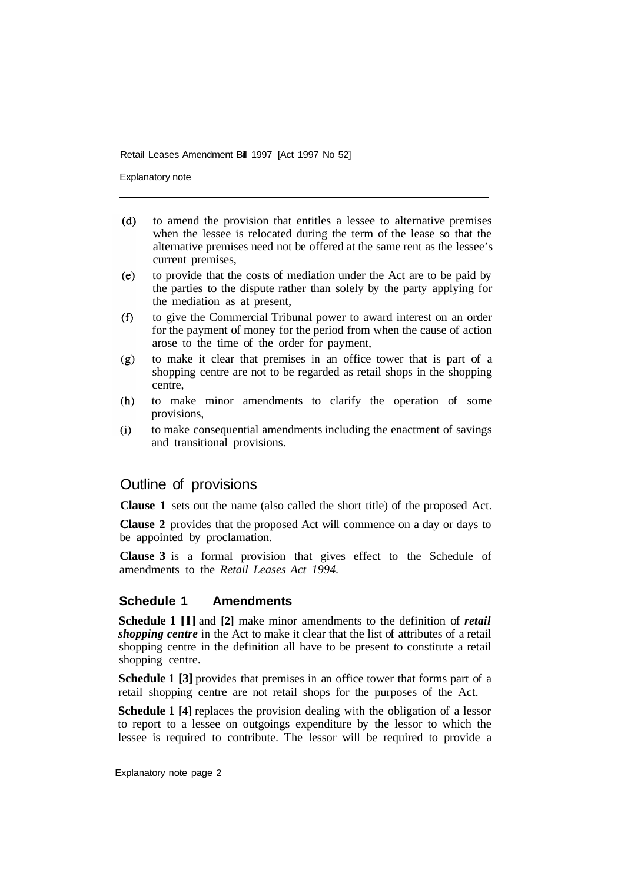(d) to amend the provision that entitles a lessee to alternative premises when the lessee is relocated during the term of the lease so that the alternative premises need not be offered at the same rent as the lessee's current premises,

(e) to provide that the costs of mediation under the Act are to be paid by the parties to the dispute rather than solely by the party applying for the mediation as at present,

(f) to give the Commercial Tribunal power to award interest on an order for the payment of money for the period from when the cause of action arose to the time of the order for payment,

(g) to make it clear that premises in an office tower that is part of a shopping centre are not to be regarded as retail shops in the shopping centre,

(h) to make minor amendments to clarify the operation of some provisions,

(i) to make consequential amendments including the enactment of savings and transitional provisions.

## Outline of provisions

**Clause 1** sets out the name (also called the short title) of the proposed Act.

**Clause 2** provides that the proposed Act will commence on a day or days to be appointed by proclamation.

**Clause 3** is a formal provision that gives effect to the Schedule of amendments to the *Retail Leases Act 1994*.

### Schedule 1 Amendments

**Schedule 1 [1]** and **[2]** make minor amendments to the definition of ***retail shopping centre*** in the Act to make it clear that the list of attributes of a retail shopping centre in the definition all have to be present to constitute a retail shopping centre.

**Schedule 1 [3]** provides that premises in an office tower that forms part of a retail shopping centre are not retail shops for the purposes of the Act.

**Schedule 1 [4]** replaces the provision dealing with the obligation of a lessor to report to a lessee on outgoings expenditure by the lessor to which the lessee is required to contribute. The lessor will be required to provide a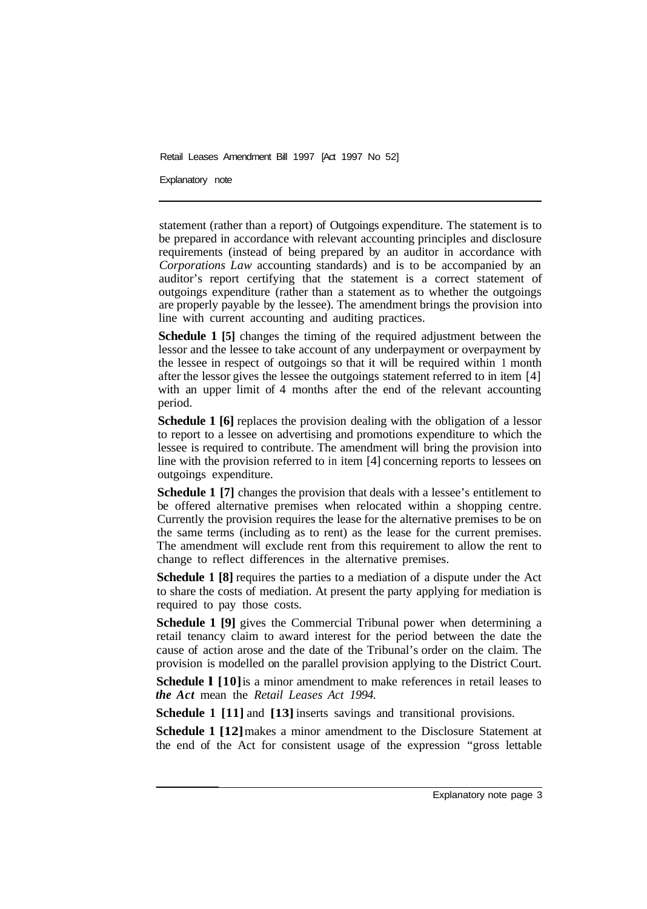statement (rather than a report) of Outgoings expenditure. The statement is to be prepared in accordance with relevant accounting principles and disclosure requirements (instead of being prepared by an auditor in accordance with *Corporations Law* accounting standards) and is to be accompanied by an auditor's report certifying that the statement is a correct statement of outgoings expenditure (rather than a statement as to whether the outgoings are properly payable by the lessee). The amendment brings the provision into line with current accounting and auditing practices.

**Schedule 1 [5]** changes the timing of the required adjustment between the lessor and the lessee to take account of any underpayment or overpayment by the lessee in respect of outgoings so that it will be required within 1 month after the lessor gives the lessee the outgoings statement referred to in item [4] with an upper limit of 4 months after the end of the relevant accounting period.

**Schedule 1 [6]** replaces the provision dealing with the obligation of a lessor to report to a lessee on advertising and promotions expenditure to which the lessee is required to contribute. The amendment will bring the provision into line with the provision referred to in item [4] concerning reports to lessees on outgoings expenditure.

**Schedule 1 [7]** changes the provision that deals with a lessee's entitlement to be offered alternative premises when relocated within a shopping centre. Currently the provision requires the lease for the alternative premises to be on the same terms (including as to rent) as the lease for the current premises. The amendment will exclude rent from this requirement to allow the rent to change to reflect differences in the alternative premises.

**Schedule 1 [8]** requires the parties to a mediation of a dispute under the Act to share the costs of mediation. At present the party applying for mediation is required to pay those costs.

**Schedule 1 [9]** gives the Commercial Tribunal power when determining a retail tenancy claim to award interest for the period between the date the cause of action arose and the date of the Tribunal's order on the claim. The provision is modelled on the parallel provision applying to the District Court.

**Schedule 1 [10]** is a minor amendment to make references in retail leases to ***the Act*** mean the *Retail Leases Act 1994.*

**Schedule 1 [11]** and **[13]** inserts savings and transitional provisions.

**Schedule 1 [12]** makes a minor amendment to the Disclosure Statement at the end of the Act for consistent usage of the expression "gross lettable